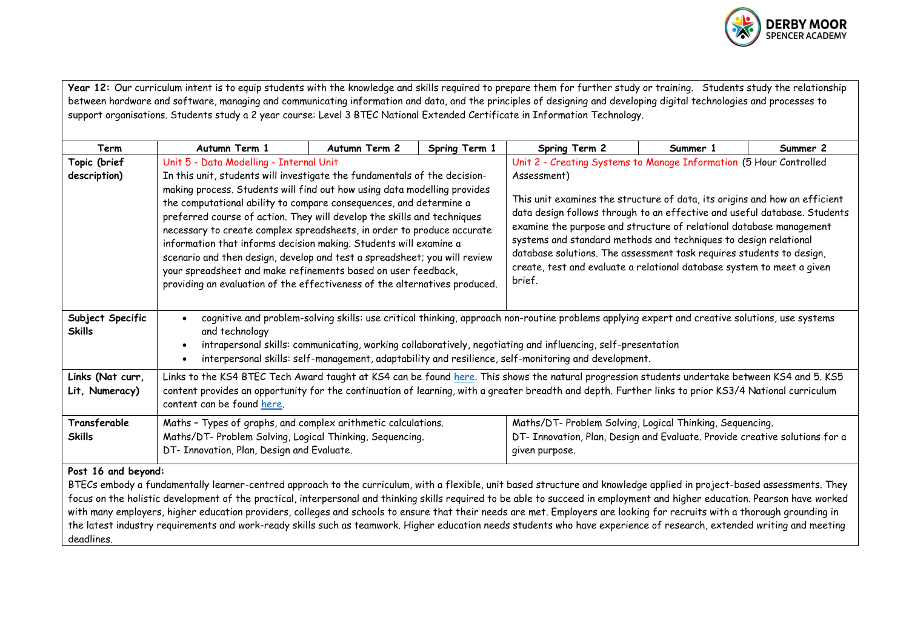**Year 12:** Our curriculum intent is to equip students with the knowledge and skills required to prepare them for further study or training. Students study the relationship between hardware and software, managing and communicating information and data, and the principles of designing and developing digital technologies and processes to support organisations. Students study a 2 year course: Level 3 BTEC National Extended Certificate in Information Technology.

| Term | Autumn Term 1 | Autumn Term 2 | Spring Term 1 | Spring Term 2 | Summer 1 | Summer 2 |
|---|---|---|---|---|---|---|
| **Topic (brief description)** | Unit 5 - Data Modelling - Internal Unit<br>In this unit, students will investigate the fundamentals of the decision-making process. Students will find out how using data modelling provides the computational ability to compare consequences, and determine a preferred course of action. They will develop the skills and techniques necessary to create complex spreadsheets, in order to produce accurate information that informs decision making. Students will examine a scenario and then design, develop and test a spreadsheet; you will review your spreadsheet and make refinements based on user feedback, providing an evaluation of the effectiveness of the alternatives produced. | | | Unit 2 - Creating Systems to Manage Information (5 Hour Controlled Assessment)<br><br>This unit examines the structure of data, its origins and how an efficient data design follows through to an effective and useful database. Students examine the purpose and structure of relational database management systems and standard methods and techniques to design relational database solutions. The assessment task requires students to design, create, test and evaluate a relational database system to meet a given brief. | | |
| **Subject Specific Skills** | • cognitive and problem-solving skills: use critical thinking, approach non-routine problems applying expert and creative solutions, use systems and technology<br>• intrapersonal skills: communicating, working collaboratively, negotiating and influencing, self-presentation<br>• interpersonal skills: self-management, adaptability and resilience, self-monitoring and development. | | | | | |
| **Links (Nat curr, Lit, Numeracy)** | Links to the KS4 BTEC Tech Award taught at KS4 can be found here. This shows the natural progression students undertake between KS4 and 5. KS5 content provides an opportunity for the continuation of learning, with a greater breadth and depth. Further links to prior KS3/4 National curriculum content can be found here. | | | | | |
| **Transferable Skills** | Maths – Types of graphs, and complex arithmetic calculations.<br>Maths/DT- Problem Solving, Logical Thinking, Sequencing.<br>DT- Innovation, Plan, Design and Evaluate. | | | Maths/DT- Problem Solving, Logical Thinking, Sequencing.<br>DT- Innovation, Plan, Design and Evaluate. Provide creative solutions for a given purpose. | | |

**Post 16 and beyond:**
BTECs embody a fundamentally learner-centred approach to the curriculum, with a flexible, unit based structure and knowledge applied in project-based assessments. They focus on the holistic development of the practical, interpersonal and thinking skills required to be able to succeed in employment and higher education. Pearson have worked with many employers, higher education providers, colleges and schools to ensure that their needs are met. Employers are looking for recruits with a thorough grounding in the latest industry requirements and work-ready skills such as teamwork. Higher education needs students who have experience of research, extended writing and meeting deadlines.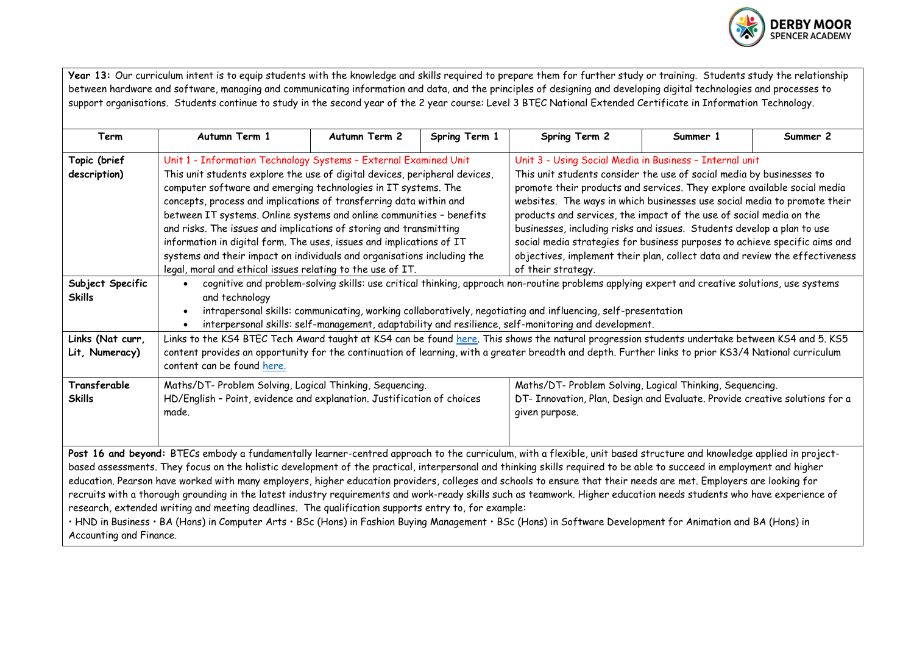**Year 13:** Our curriculum intent is to equip students with the knowledge and skills required to prepare them for further study or training. Students study the relationship between hardware and software, managing and communicating information and data, and the principles of designing and developing digital technologies and processes to support organisations. Students continue to study in the second year of the 2 year course: Level 3 BTEC National Extended Certificate in Information Technology.

| Term | Autumn Term 1 | Autumn Term 2 | Spring Term 1 | Spring Term 2 | Summer 1 | Summer 2 |
|---|---|---|---|---|---|---|
| **Topic (brief description)** | Unit 1 - Information Technology Systems – External Examined Unit<br>This unit students explore the use of digital devices, peripheral devices, computer software and emerging technologies in IT systems. The concepts, process and implications of transferring data within and between IT systems. Online systems and online communities – benefits and risks. The issues and implications of storing and transmitting information in digital form. The uses, issues and implications of IT systems and their impact on individuals and organisations including the legal, moral and ethical issues relating to the use of IT. | | | Unit 3 - Using Social Media in Business – Internal unit<br>This unit students consider the use of social media by businesses to promote their products and services. They explore available social media websites. The ways in which businesses use social media to promote their products and services, the impact of the use of social media on the businesses, including risks and issues. Students develop a plan to use social media strategies for business purposes to achieve specific aims and objectives, implement their plan, collect data and review the effectiveness of their strategy. | | |
| **Subject Specific Skills** | • cognitive and problem-solving skills: use critical thinking, approach non-routine problems applying expert and creative solutions, use systems and technology<br>• intrapersonal skills: communicating, working collaboratively, negotiating and influencing, self-presentation<br>• interpersonal skills: self-management, adaptability and resilience, self-monitoring and development. | | | | | |
| **Links (Nat curr, Lit, Numeracy)** | Links to the KS4 BTEC Tech Award taught at KS4 can be found here. This shows the natural progression students undertake between KS4 and 5. KS5 content provides an opportunity for the continuation of learning, with a greater breadth and depth. Further links to prior KS3/4 National curriculum content can be found here. | | | | | |
| **Transferable Skills** | Maths/DT- Problem Solving, Logical Thinking, Sequencing.<br>HD/English - Point, evidence and explanation. Justification of choices made. | | | Maths/DT- Problem Solving, Logical Thinking, Sequencing.<br>DT- Innovation, Plan, Design and Evaluate. Provide creative solutions for a given purpose. | | |

**Post 16 and beyond:** BTECs embody a fundamentally learner-centred approach to the curriculum, with a flexible, unit based structure and knowledge applied in project-based assessments. They focus on the holistic development of the practical, interpersonal and thinking skills required to be able to succeed in employment and higher education. Pearson have worked with many employers, higher education providers, colleges and schools to ensure that their needs are met. Employers are looking for recruits with a thorough grounding in the latest industry requirements and work-ready skills such as teamwork. Higher education needs students who have experience of research, extended writing and meeting deadlines. The qualification supports entry to, for example:

• HND in Business • BA (Hons) in Computer Arts • BSc (Hons) in Fashion Buying Management • BSc (Hons) in Software Development for Animation and BA (Hons) in Accounting and Finance.